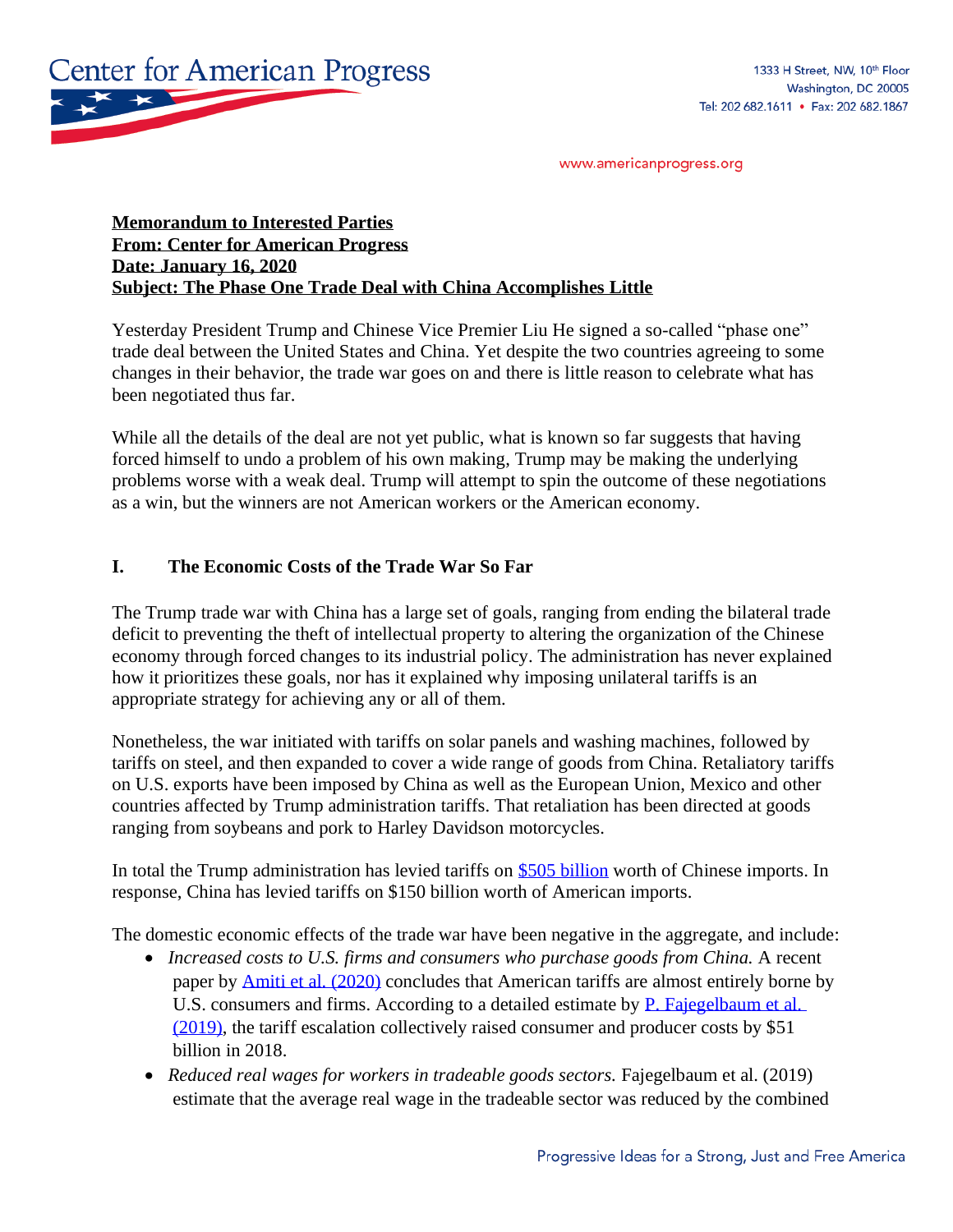**Memorandum to Interested Parties**
**From: Center for American Progress**
**Date: January 16, 2020**
**Subject: The Phase One Trade Deal with China Accomplishes Little**

Yesterday President Trump and Chinese Vice Premier Liu He signed a so-called "phase one" trade deal between the United States and China. Yet despite the two countries agreeing to some changes in their behavior, the trade war goes on and there is little reason to celebrate what has been negotiated thus far.

While all the details of the deal are not yet public, what is known so far suggests that having forced himself to undo a problem of his own making, Trump may be making the underlying problems worse with a weak deal. Trump will attempt to spin the outcome of these negotiations as a win, but the winners are not American workers or the American economy.

## I. The Economic Costs of the Trade War So Far

The Trump trade war with China has a large set of goals, ranging from ending the bilateral trade deficit to preventing the theft of intellectual property to altering the organization of the Chinese economy through forced changes to its industrial policy. The administration has never explained how it prioritizes these goals, nor has it explained why imposing unilateral tariffs is an appropriate strategy for achieving any or all of them.

Nonetheless, the war initiated with tariffs on solar panels and washing machines, followed by tariffs on steel, and then expanded to cover a wide range of goods from China. Retaliatory tariffs on U.S. exports have been imposed by China as well as the European Union, Mexico and other countries affected by Trump administration tariffs. That retaliation has been directed at goods ranging from soybeans and pork to Harley Davidson motorcycles.

In total the Trump administration has levied tariffs on [$505 billion](#) worth of Chinese imports. In response, China has levied tariffs on $150 billion worth of American imports.

The domestic economic effects of the trade war have been negative in the aggregate, and include:

- *Increased costs to U.S. firms and consumers who purchase goods from China.* A recent paper by [Amiti et al. (2020)](#) concludes that American tariffs are almost entirely borne by U.S. consumers and firms. According to a detailed estimate by [P. Fajegelbaum et al. (2019)](#), the tariff escalation collectively raised consumer and producer costs by $51 billion in 2018.
- *Reduced real wages for workers in tradeable goods sectors.* Fajegelbaum et al. (2019) estimate that the average real wage in the tradeable sector was reduced by the combined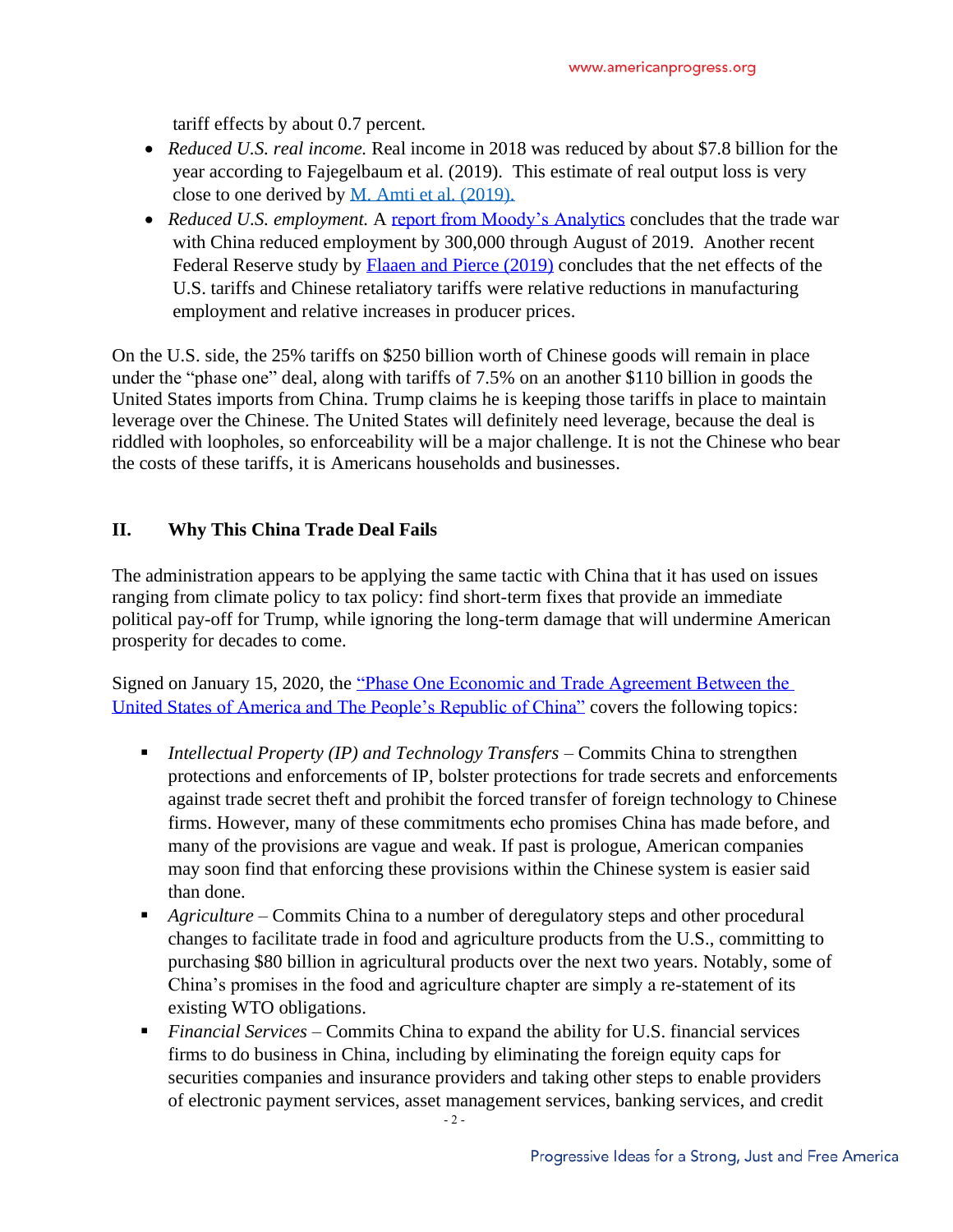tariff effects by about 0.7 percent.

- *Reduced U.S. real income.* Real income in 2018 was reduced by about $7.8 billion for the year according to Fajegelbaum et al. (2019). This estimate of real output loss is very close to one derived by [M. Amti et al. (2019).](#)
- *Reduced U.S. employment.* A [report from Moody's Analytics](#) concludes that the trade war with China reduced employment by 300,000 through August of 2019. Another recent Federal Reserve study by [Flaaen and Pierce (2019)](#) concludes that the net effects of the U.S. tariffs and Chinese retaliatory tariffs were relative reductions in manufacturing employment and relative increases in producer prices.

On the U.S. side, the 25% tariffs on $250 billion worth of Chinese goods will remain in place under the "phase one" deal, along with tariffs of 7.5% on an another $110 billion in goods the United States imports from China. Trump claims he is keeping those tariffs in place to maintain leverage over the Chinese. The United States will definitely need leverage, because the deal is riddled with loopholes, so enforceability will be a major challenge. It is not the Chinese who bear the costs of these tariffs, it is Americans households and businesses.

## II. Why This China Trade Deal Fails

The administration appears to be applying the same tactic with China that it has used on issues ranging from climate policy to tax policy: find short-term fixes that provide an immediate political pay-off for Trump, while ignoring the long-term damage that will undermine American prosperity for decades to come.

Signed on January 15, 2020, the ["Phase One Economic and Trade Agreement Between the United States of America and The People's Republic of China"](#) covers the following topics:

- *Intellectual Property (IP) and Technology Transfers* – Commits China to strengthen protections and enforcements of IP, bolster protections for trade secrets and enforcements against trade secret theft and prohibit the forced transfer of foreign technology to Chinese firms. However, many of these commitments echo promises China has made before, and many of the provisions are vague and weak. If past is prologue, American companies may soon find that enforcing these provisions within the Chinese system is easier said than done.
- *Agriculture* – Commits China to a number of deregulatory steps and other procedural changes to facilitate trade in food and agriculture products from the U.S., committing to purchasing $80 billion in agricultural products over the next two years. Notably, some of China's promises in the food and agriculture chapter are simply a re-statement of its existing WTO obligations.
- *Financial Services* – Commits China to expand the ability for U.S. financial services firms to do business in China, including by eliminating the foreign equity caps for securities companies and insurance providers and taking other steps to enable providers of electronic payment services, asset management services, banking services, and credit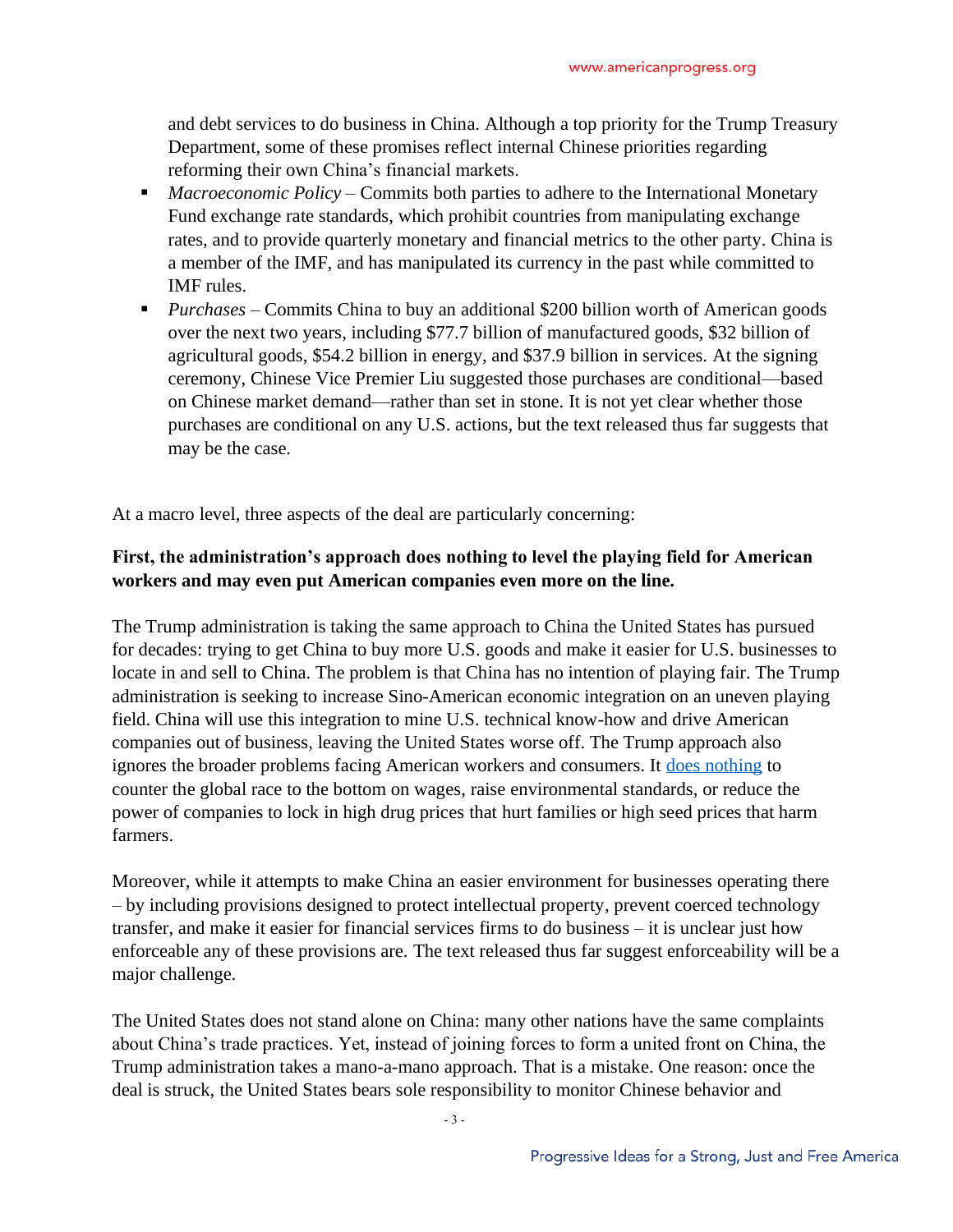and debt services to do business in China. Although a top priority for the Trump Treasury Department, some of these promises reflect internal Chinese priorities regarding reforming their own China's financial markets.

- *Macroeconomic Policy* – Commits both parties to adhere to the International Monetary Fund exchange rate standards, which prohibit countries from manipulating exchange rates, and to provide quarterly monetary and financial metrics to the other party. China is a member of the IMF, and has manipulated its currency in the past while committed to IMF rules.
- *Purchases* – Commits China to buy an additional $200 billion worth of American goods over the next two years, including $77.7 billion of manufactured goods, $32 billion of agricultural goods, $54.2 billion in energy, and $37.9 billion in services. At the signing ceremony, Chinese Vice Premier Liu suggested those purchases are conditional—based on Chinese market demand—rather than set in stone. It is not yet clear whether those purchases are conditional on any U.S. actions, but the text released thus far suggests that may be the case.

At a macro level, three aspects of the deal are particularly concerning:

**First, the administration's approach does nothing to level the playing field for American workers and may even put American companies even more on the line.**

The Trump administration is taking the same approach to China the United States has pursued for decades: trying to get China to buy more U.S. goods and make it easier for U.S. businesses to locate in and sell to China. The problem is that China has no intention of playing fair. The Trump administration is seeking to increase Sino-American economic integration on an uneven playing field. China will use this integration to mine U.S. technical know-how and drive American companies out of business, leaving the United States worse off. The Trump approach also ignores the broader problems facing American workers and consumers. It does nothing to counter the global race to the bottom on wages, raise environmental standards, or reduce the power of companies to lock in high drug prices that hurt families or high seed prices that harm farmers.

Moreover, while it attempts to make China an easier environment for businesses operating there – by including provisions designed to protect intellectual property, prevent coerced technology transfer, and make it easier for financial services firms to do business – it is unclear just how enforceable any of these provisions are. The text released thus far suggest enforceability will be a major challenge.

The United States does not stand alone on China: many other nations have the same complaints about China's trade practices. Yet, instead of joining forces to form a united front on China, the Trump administration takes a mano-a-mano approach. That is a mistake. One reason: once the deal is struck, the United States bears sole responsibility to monitor Chinese behavior and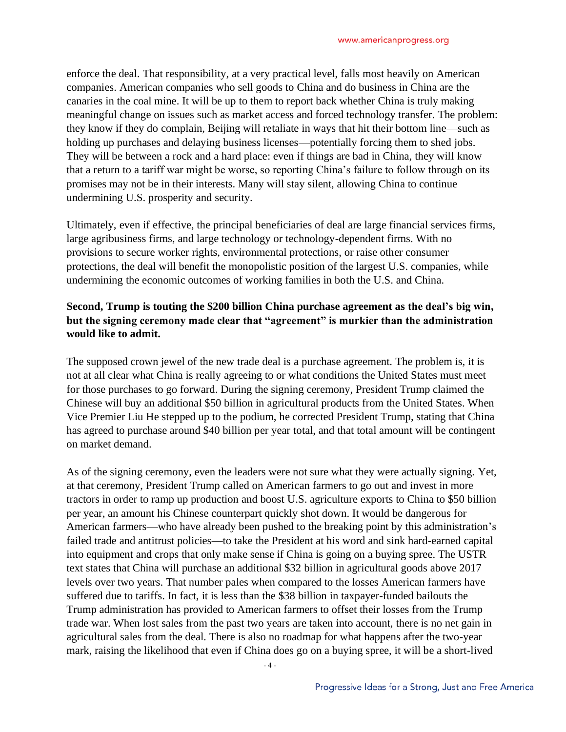enforce the deal. That responsibility, at a very practical level, falls most heavily on American companies. American companies who sell goods to China and do business in China are the canaries in the coal mine. It will be up to them to report back whether China is truly making meaningful change on issues such as market access and forced technology transfer. The problem: they know if they do complain, Beijing will retaliate in ways that hit their bottom line—such as holding up purchases and delaying business licenses—potentially forcing them to shed jobs. They will be between a rock and a hard place: even if things are bad in China, they will know that a return to a tariff war might be worse, so reporting China's failure to follow through on its promises may not be in their interests. Many will stay silent, allowing China to continue undermining U.S. prosperity and security.

Ultimately, even if effective, the principal beneficiaries of deal are large financial services firms, large agribusiness firms, and large technology or technology-dependent firms. With no provisions to secure worker rights, environmental protections, or raise other consumer protections, the deal will benefit the monopolistic position of the largest U.S. companies, while undermining the economic outcomes of working families in both the U.S. and China.

**Second, Trump is touting the $200 billion China purchase agreement as the deal's big win, but the signing ceremony made clear that "agreement" is murkier than the administration would like to admit.**

The supposed crown jewel of the new trade deal is a purchase agreement. The problem is, it is not at all clear what China is really agreeing to or what conditions the United States must meet for those purchases to go forward. During the signing ceremony, President Trump claimed the Chinese will buy an additional $50 billion in agricultural products from the United States. When Vice Premier Liu He stepped up to the podium, he corrected President Trump, stating that China has agreed to purchase around $40 billion per year total, and that total amount will be contingent on market demand.

As of the signing ceremony, even the leaders were not sure what they were actually signing. Yet, at that ceremony, President Trump called on American farmers to go out and invest in more tractors in order to ramp up production and boost U.S. agriculture exports to China to $50 billion per year, an amount his Chinese counterpart quickly shot down. It would be dangerous for American farmers—who have already been pushed to the breaking point by this administration's failed trade and antitrust policies—to take the President at his word and sink hard-earned capital into equipment and crops that only make sense if China is going on a buying spree. The USTR text states that China will purchase an additional $32 billion in agricultural goods above 2017 levels over two years. That number pales when compared to the losses American farmers have suffered due to tariffs. In fact, it is less than the $38 billion in taxpayer-funded bailouts the Trump administration has provided to American farmers to offset their losses from the Trump trade war. When lost sales from the past two years are taken into account, there is no net gain in agricultural sales from the deal. There is also no roadmap for what happens after the two-year mark, raising the likelihood that even if China does go on a buying spree, it will be a short-lived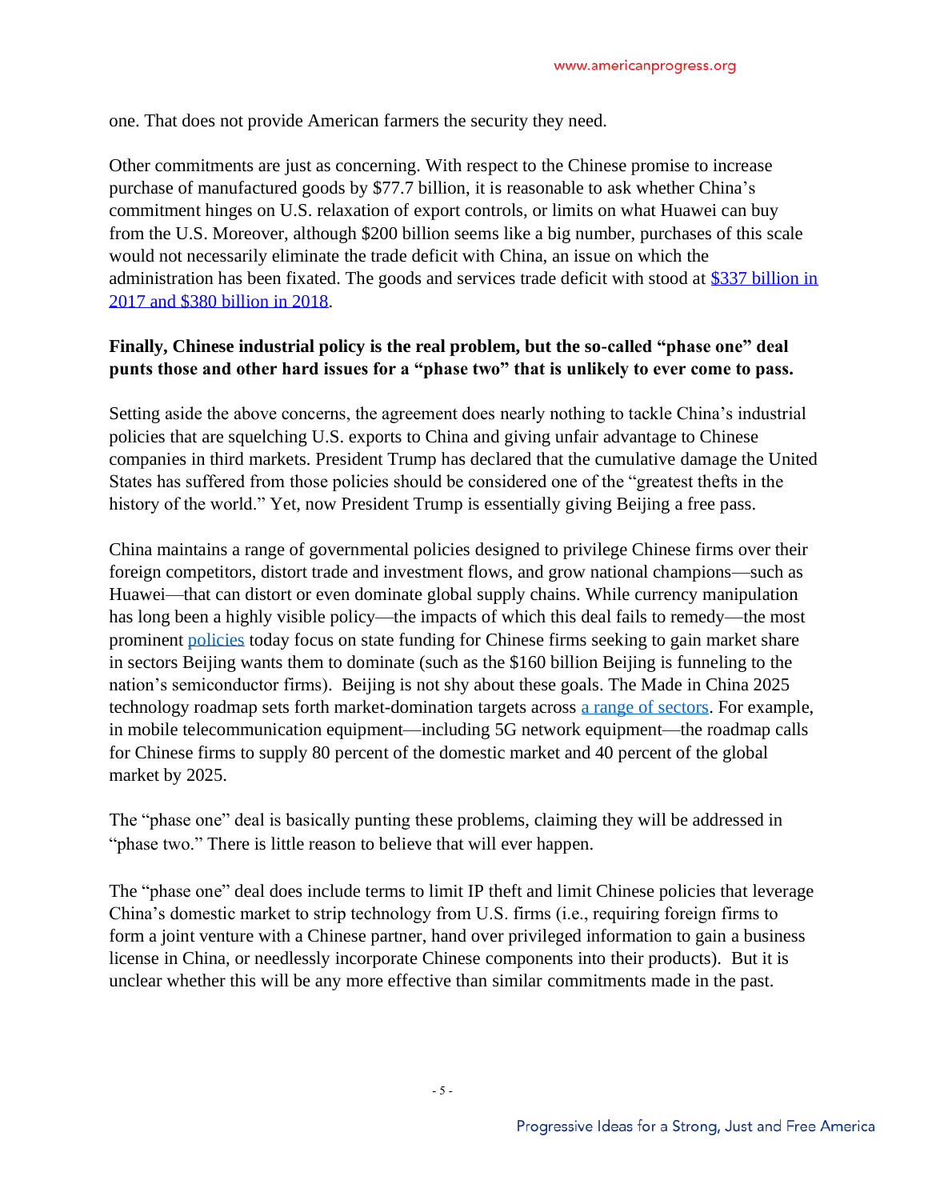one. That does not provide American farmers the security they need.

Other commitments are just as concerning. With respect to the Chinese promise to increase purchase of manufactured goods by $77.7 billion, it is reasonable to ask whether China's commitment hinges on U.S. relaxation of export controls, or limits on what Huawei can buy from the U.S. Moreover, although $200 billion seems like a big number, purchases of this scale would not necessarily eliminate the trade deficit with China, an issue on which the administration has been fixated. The goods and services trade deficit with stood at [$337 billion in 2017 and $380 billion in 2018](#).

**Finally, Chinese industrial policy is the real problem, but the so-called "phase one" deal punts those and other hard issues for a "phase two" that is unlikely to ever come to pass.**

Setting aside the above concerns, the agreement does nearly nothing to tackle China's industrial policies that are squelching U.S. exports to China and giving unfair advantage to Chinese companies in third markets. President Trump has declared that the cumulative damage the United States has suffered from those policies should be considered one of the "greatest thefts in the history of the world." Yet, now President Trump is essentially giving Beijing a free pass.

China maintains a range of governmental policies designed to privilege Chinese firms over their foreign competitors, distort trade and investment flows, and grow national champions—such as Huawei—that can distort or even dominate global supply chains. While currency manipulation has long been a highly visible policy—the impacts of which this deal fails to remedy—the most prominent [policies](#) today focus on state funding for Chinese firms seeking to gain market share in sectors Beijing wants them to dominate (such as the $160 billion Beijing is funneling to the nation's semiconductor firms). Beijing is not shy about these goals. The Made in China 2025 technology roadmap sets forth market-domination targets across [a range of sectors](#). For example, in mobile telecommunication equipment—including 5G network equipment—the roadmap calls for Chinese firms to supply 80 percent of the domestic market and 40 percent of the global market by 2025.

The "phase one" deal is basically punting these problems, claiming they will be addressed in "phase two." There is little reason to believe that will ever happen.

The "phase one" deal does include terms to limit IP theft and limit Chinese policies that leverage China's domestic market to strip technology from U.S. firms (i.e., requiring foreign firms to form a joint venture with a Chinese partner, hand over privileged information to gain a business license in China, or needlessly incorporate Chinese components into their products). But it is unclear whether this will be any more effective than similar commitments made in the past.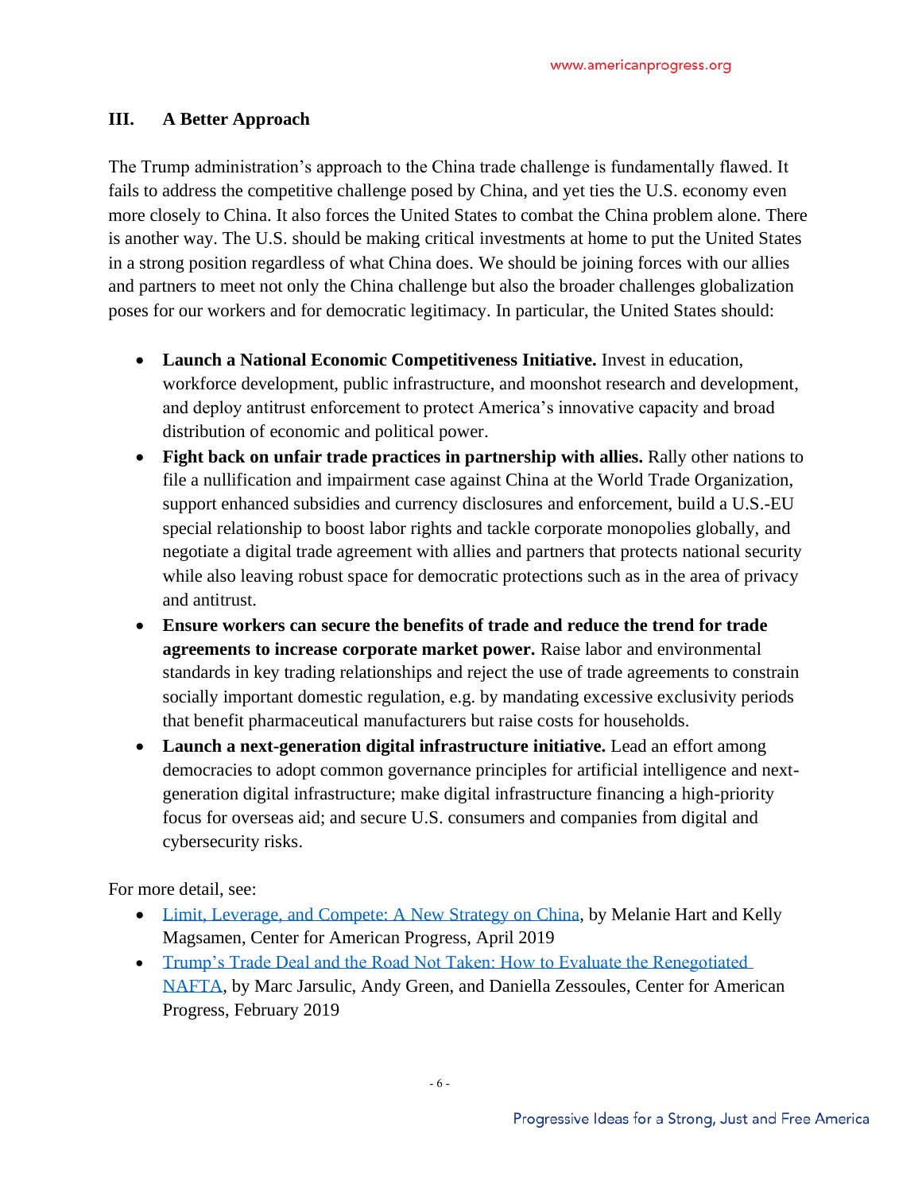## III. A Better Approach

The Trump administration's approach to the China trade challenge is fundamentally flawed. It fails to address the competitive challenge posed by China, and yet ties the U.S. economy even more closely to China. It also forces the United States to combat the China problem alone. There is another way. The U.S. should be making critical investments at home to put the United States in a strong position regardless of what China does. We should be joining forces with our allies and partners to meet not only the China challenge but also the broader challenges globalization poses for our workers and for democratic legitimacy. In particular, the United States should:

- **Launch a National Economic Competitiveness Initiative.** Invest in education, workforce development, public infrastructure, and moonshot research and development, and deploy antitrust enforcement to protect America's innovative capacity and broad distribution of economic and political power.
- **Fight back on unfair trade practices in partnership with allies.** Rally other nations to file a nullification and impairment case against China at the World Trade Organization, support enhanced subsidies and currency disclosures and enforcement, build a U.S.-EU special relationship to boost labor rights and tackle corporate monopolies globally, and negotiate a digital trade agreement with allies and partners that protects national security while also leaving robust space for democratic protections such as in the area of privacy and antitrust.
- **Ensure workers can secure the benefits of trade and reduce the trend for trade agreements to increase corporate market power.** Raise labor and environmental standards in key trading relationships and reject the use of trade agreements to constrain socially important domestic regulation, e.g. by mandating excessive exclusivity periods that benefit pharmaceutical manufacturers but raise costs for households.
- **Launch a next-generation digital infrastructure initiative.** Lead an effort among democracies to adopt common governance principles for artificial intelligence and next-generation digital infrastructure; make digital infrastructure financing a high-priority focus for overseas aid; and secure U.S. consumers and companies from digital and cybersecurity risks.

For more detail, see:

- Limit, Leverage, and Compete: A New Strategy on China, by Melanie Hart and Kelly Magsamen, Center for American Progress, April 2019
- Trump's Trade Deal and the Road Not Taken: How to Evaluate the Renegotiated NAFTA, by Marc Jarsulic, Andy Green, and Daniella Zessoules, Center for American Progress, February 2019